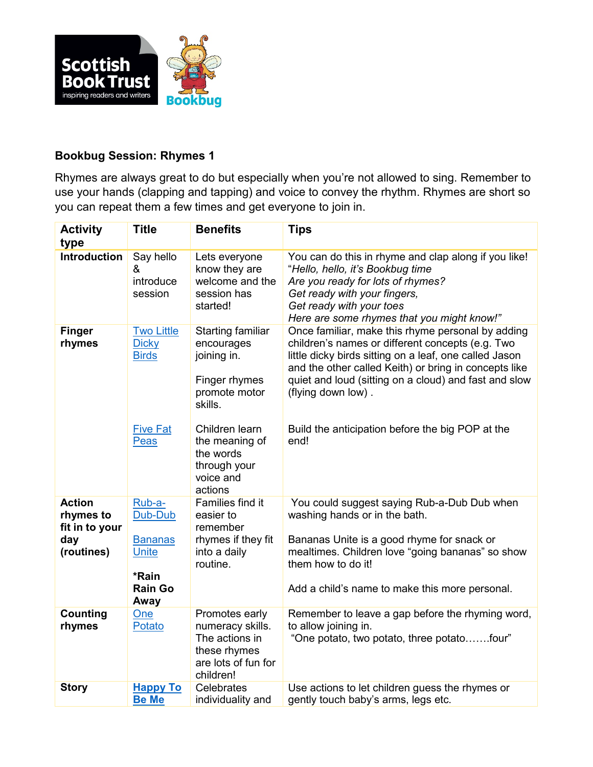**Bookbug Session: Rhymes 1**

Rhymes are always great to do but especially when you're not allowed to sing. Remember to use your hands (clapping and tapping) and voice to convey the rhythm. Rhymes are short so you can repeat them a few times and get everyone to join in.

| Activity type | Title | Benefits | Tips |
|---|---|---|---|
| **Introduction** | Say hello & introduce session | Lets everyone know they are welcome and the session has started! | You can do this in rhyme and clap along if you like!<br>"*Hello, hello, it's Bookbug time*<br>*Are you ready for lots of rhymes?*<br>*Get ready with your fingers,*<br>*Get ready with your toes*<br>*Here are some rhymes that you might know!"* |
| **Finger rhymes** | Two Little Dicky Birds | Starting familiar encourages joining in.<br><br>Finger rhymes promote motor skills. | Once familiar, make this rhyme personal by adding children's names or different concepts (e.g. Two little dicky birds sitting on a leaf, one called Jason and the other called Keith) or bring in concepts like quiet and loud (sitting on a cloud) and fast and slow (flying down low) . |
| | Five Fat Peas | Children learn the meaning of the words through your voice and actions | Build the anticipation before the big POP at the end! |
| **Action rhymes to fit in to your day (routines)** | Rub-a-Dub-Dub<br><br>Bananas Unite<br><br>**\*Rain Rain Go Away** | Families find it easier to remember rhymes if they fit into a daily routine. | You could suggest saying Rub-a-Dub Dub when washing hands or in the bath.<br><br>Bananas Unite is a good rhyme for snack or mealtimes. Children love "going bananas" so show them how to do it!<br><br>Add a child's name to make this more personal. |
| **Counting rhymes** | One Potato | Promotes early numeracy skills. The actions in these rhymes are lots of fun for children! | Remember to leave a gap before the rhyming word, to allow joining in.<br>"One potato, two potato, three potato…….four" |
| **Story** | **Happy To Be Me** | Celebrates individuality and | Use actions to let children guess the rhymes or gently touch baby's arms, legs etc. |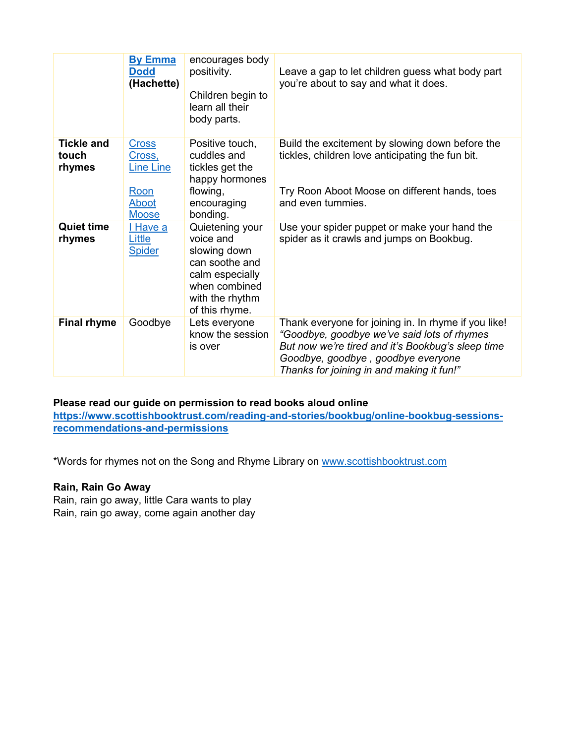| | | | |
|---|---|---|---|
| | **By Emma Dodd (Hachette)** | encourages body positivity.<br><br>Children begin to learn all their body parts. | Leave a gap to let children guess what body part you're about to say and what it does. |
| **Tickle and touch rhymes** | Cross Cross, Line Line<br><br>Roon Aboot Moose | Positive touch, cuddles and tickles get the happy hormones flowing, encouraging bonding. | Build the excitement by slowing down before the tickles, children love anticipating the fun bit.<br><br>Try Roon Aboot Moose on different hands, toes and even tummies. |
| **Quiet time rhymes** | I Have a Little Spider | Quietening your voice and slowing down can soothe and calm especially when combined with the rhythm of this rhyme. | Use your spider puppet or make your hand the spider as it crawls and jumps on Bookbug. |
| **Final rhyme** | Goodbye | Lets everyone know the session is over | Thank everyone for joining in. In rhyme if you like!<br>*"Goodbye, goodbye we've said lots of rhymes*<br>*But now we're tired and it's Bookbug's sleep time*<br>*Goodbye, goodbye , goodbye everyone*<br>*Thanks for joining in and making it fun!"* |

**Please read our guide on permission to read books aloud online**
**https://www.scottishbooktrust.com/reading-and-stories/bookbug/online-bookbug-sessions-recommendations-and-permissions**

*Words for rhymes not on the Song and Rhyme Library on www.scottishbooktrust.com

**Rain, Rain Go Away**
Rain, rain go away, little Cara wants to play
Rain, rain go away, come again another day